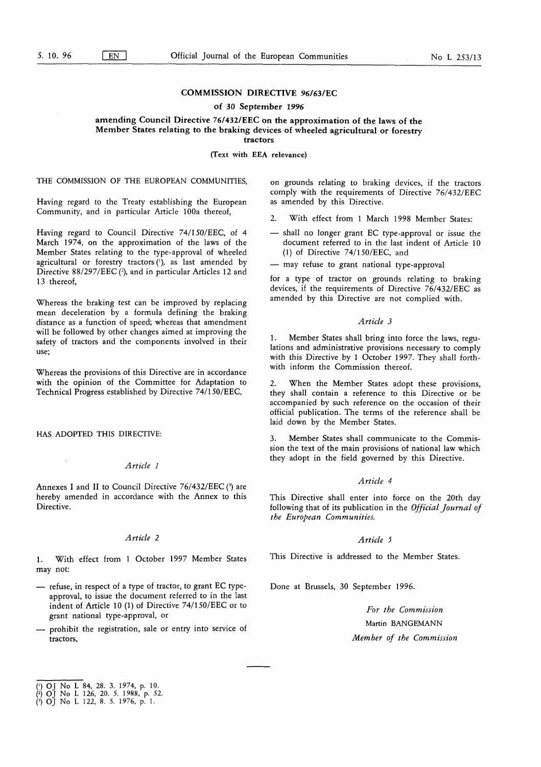# COMMISSION DIRECTIVE 96/63/EC

## of 30 September 1996

## amending Council Directive 76/432/EEC on the approximation of the laws of the Member States relating to the braking devices of wheeled agricultural or forestry tractors

(Text with EEA relevance)

THE COMMISSION OF THE EUROPEAN COMMUNITIES,

Having regard to the Treaty establishing the European Community, and in particular Article 100a thereof,

Having regard to Council Directive 74/150/EEC, of 4 March 1974, on the approximation of the laws of the Member States relating to the type-approval of wheeled agricultural or forestry tractors [1], as last amended by Directive 88/297/EEC [2], and in particular Articles 12 and 13 thereof,

Whereas the braking test can be improved by replacing mean deceleration by a formula defining the braking distance as a function of speed; whereas that amendment will be followed by other changes aimed at improving the safety of tractors and the components involved in their use;

Whereas the provisions of this Directive are in accordance with the opinion of the Committee for Adaptation to Technical Progress established by Directive 74/150/EEC,

HAS ADOPTED THIS DIRECTIVE:

*Article 1*

Annexes I and II to Council Directive 76/432/EEC [3] are hereby amended in accordance with the Annex to this Directive.

*Article 2*

1. With effect from 1 October 1997 Member States may not:

— refuse, in respect of a type of tractor, to grant EC type-approval, to issue the document referred to in the last indent of Article 10 (1) of Directive 74/150/EEC or to grant national type-approval, or

— prohibit the registration, sale or entry into service of tractors,

on grounds relating to braking devices, if the tractors comply with the requirements of Directive 76/432/EEC as amended by this Directive.

2. With effect from 1 March 1998 Member States:

— shall no longer grant EC type-approval or issue the document referred to in the last indent of Article 10 (1) of Directive 74/150/EEC, and

— may refuse to grant national type-approval

for a type of tractor on grounds relating to braking devices, if the requirements of Directive 76/432/EEC as amended by this Directive are not complied with.

*Article 3*

1. Member States shall bring into force the laws, regulations and administrative provisions necessary to comply with this Directive by 1 October 1997. They shall forthwith inform the Commission thereof.

2. When the Member States adopt these provisions, they shall contain a reference to this Directive or be accompanied by such reference on the occasion of their official publication. The terms of the reference shall be laid down by the Member States.

3. Member States shall communicate to the Commission the text of the main provisions of national law which they adopt in the field governed by this Directive.

*Article 4*

This Directive shall enter into force on the 20th day following that of its publication in the *Official Journal of the European Communities.*

*Article 5*

This Directive is addressed to the Member States.

Done at Brussels, 30 September 1996.

*For the Commission*

Martin BANGEMANN

*Member of the Commission*

---

[1] OJ No L 84, 28. 3. 1974, p. 10.
[2] OJ No L 126, 20. 5. 1988, p. 52.
[3] OJ No L 122, 8. 5. 1976, p. 1.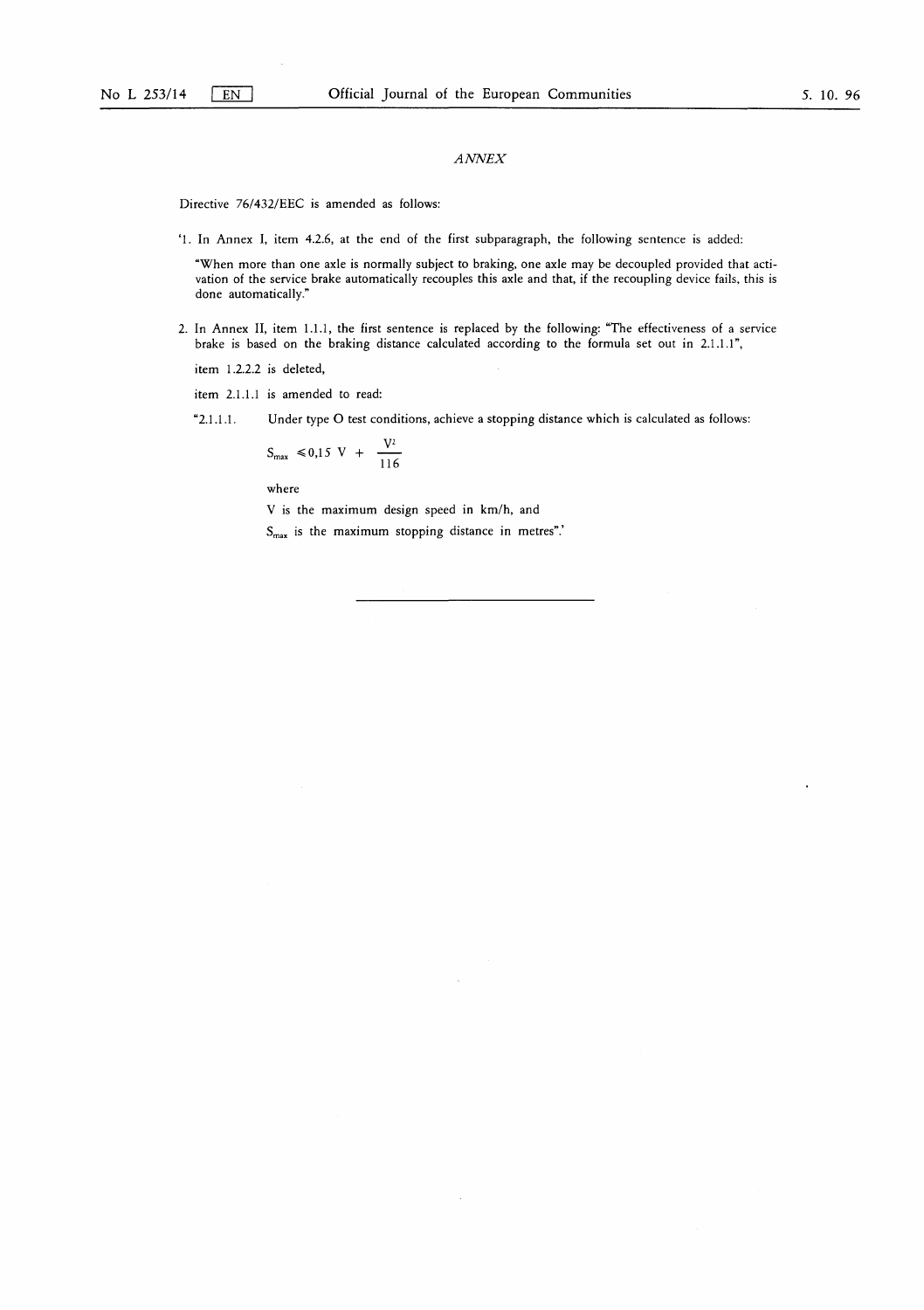*ANNEX*

Directive 76/432/EEC is amended as follows:

'1. In Annex I, item 4.2.6, at the end of the first subparagraph, the following sentence is added:

"When more than one axle is normally subject to braking, one axle may be decoupled provided that activation of the service brake automatically recouples this axle and that, if the recoupling device fails, this is done automatically."

2. In Annex II, item 1.1.1, the first sentence is replaced by the following: "The effectiveness of a service brake is based on the braking distance calculated according to the formula set out in 2.1.1.1",

item 1.2.2.2 is deleted,

item 2.1.1.1 is amended to read:

"2.1.1.1. Under type O test conditions, achieve a stopping distance which is calculated as follows:

$$S_{max} \leqslant 0{,}15\ V + \frac{V^2}{116}$$

where

V is the maximum design speed in km/h, and

$S_{max}$ is the maximum stopping distance in metres".'